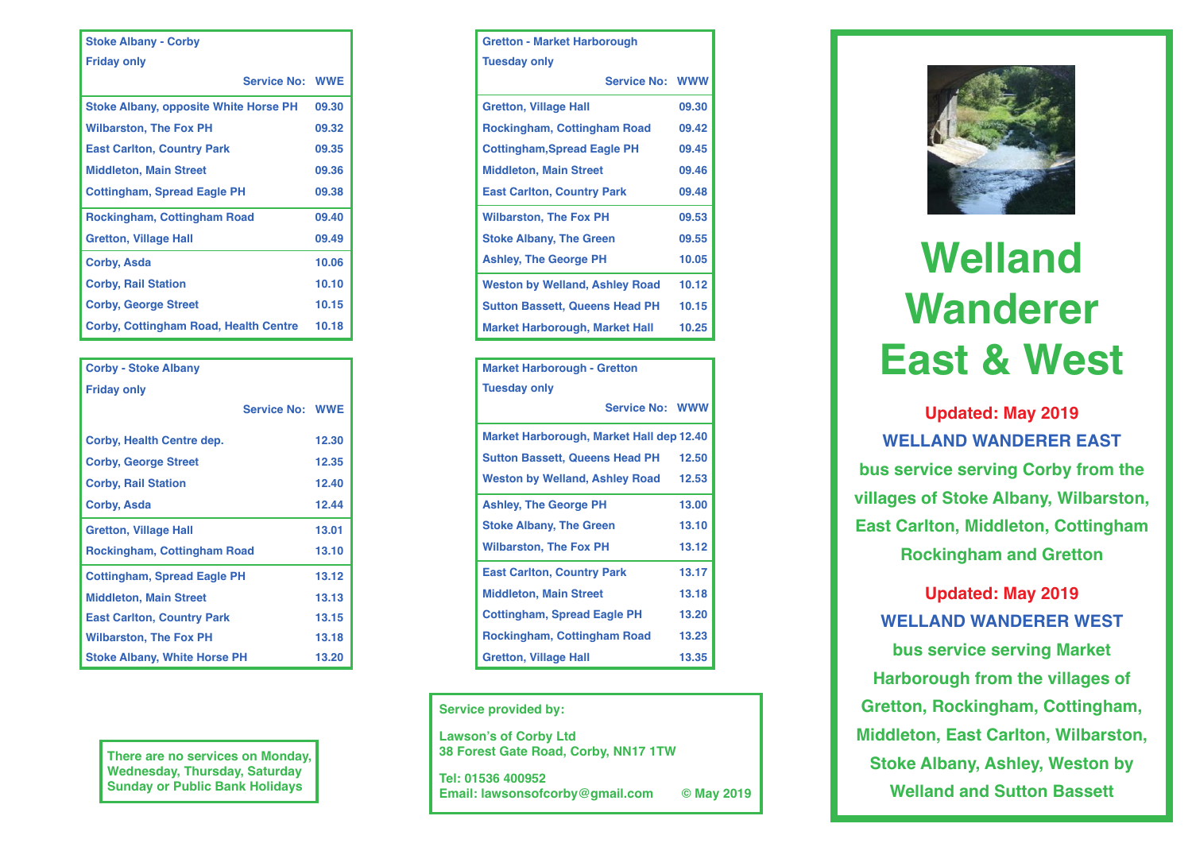# Welland Wanderer East & West

**Updated: May 2019**

**WELLAND WANDERER EAST**

bus service serving Corby from the villages of Stoke Albany, Wilbarston, East Carlton, Middleton, Cottingham Rockingham and Gretton

**Updated: May 2019**

**WELLAND WANDERER WEST**

bus service serving Market Harborough from the villages of Gretton, Rockingham, Cottingham, Middleton, East Carlton, Wilbarston, Stoke Albany, Ashley, Weston by Welland and Sutton Bassett

## Stoke Albany - Corby

Friday only

| Service No: | WWE |
|---|---|
| Stoke Albany, opposite White Horse PH | 09.30 |
| Wilbarston, The Fox PH | 09.32 |
| East Carlton, Country Park | 09.35 |
| Middleton, Main Street | 09.36 |
| Cottingham, Spread Eagle PH | 09.38 |
| Rockingham, Cottingham Road | 09.40 |
| Gretton, Village Hall | 09.49 |
| Corby, Asda | 10.06 |
| Corby, Rail Station | 10.10 |
| Corby, George Street | 10.15 |
| Corby, Cottingham Road, Health Centre | 10.18 |

## Corby - Stoke Albany

Friday only

| Service No: | WWE |
|---|---|
| Corby, Health Centre dep. | 12.30 |
| Corby, George Street | 12.35 |
| Corby, Rail Station | 12.40 |
| Corby, Asda | 12.44 |
| Gretton, Village Hall | 13.01 |
| Rockingham, Cottingham Road | 13.10 |
| Cottingham, Spread Eagle PH | 13.12 |
| Middleton, Main Street | 13.13 |
| East Carlton, Country Park | 13.15 |
| Wilbarston, The Fox PH | 13.18 |
| Stoke Albany, White Horse PH | 13.20 |

There are no services on Monday, Wednesday, Thursday, Saturday Sunday or Public Bank Holidays

## Gretton - Market Harborough

Tuesday only

| Service No: | WWW |
|---|---|
| Gretton, Village Hall | 09.30 |
| Rockingham, Cottingham Road | 09.42 |
| Cottingham,Spread Eagle PH | 09.45 |
| Middleton, Main Street | 09.46 |
| East Carlton, Country Park | 09.48 |
| Wilbarston, The Fox PH | 09.53 |
| Stoke Albany, The Green | 09.55 |
| Ashley, The George PH | 10.05 |
| Weston by Welland, Ashley Road | 10.12 |
| Sutton Bassett, Queens Head PH | 10.15 |
| Market Harborough, Market Hall | 10.25 |

## Market Harborough - Gretton

Tuesday only

| Service No: | WWW |
|---|---|
| Market Harborough, Market Hall dep | 12.40 |
| Sutton Bassett, Queens Head PH | 12.50 |
| Weston by Welland, Ashley Road | 12.53 |
| Ashley, The George PH | 13.00 |
| Stoke Albany, The Green | 13.10 |
| Wilbarston, The Fox PH | 13.12 |
| East Carlton, Country Park | 13.17 |
| Middleton, Main Street | 13.18 |
| Cottingham, Spread Eagle PH | 13.20 |
| Rockingham, Cottingham Road | 13.23 |
| Gretton, Village Hall | 13.35 |

**Service provided by:**

Lawson's of Corby Ltd
38 Forest Gate Road, Corby, NN17 1TW

Tel: 01536 400952
Email: lawsonsofcorby@gmail.com © May 2019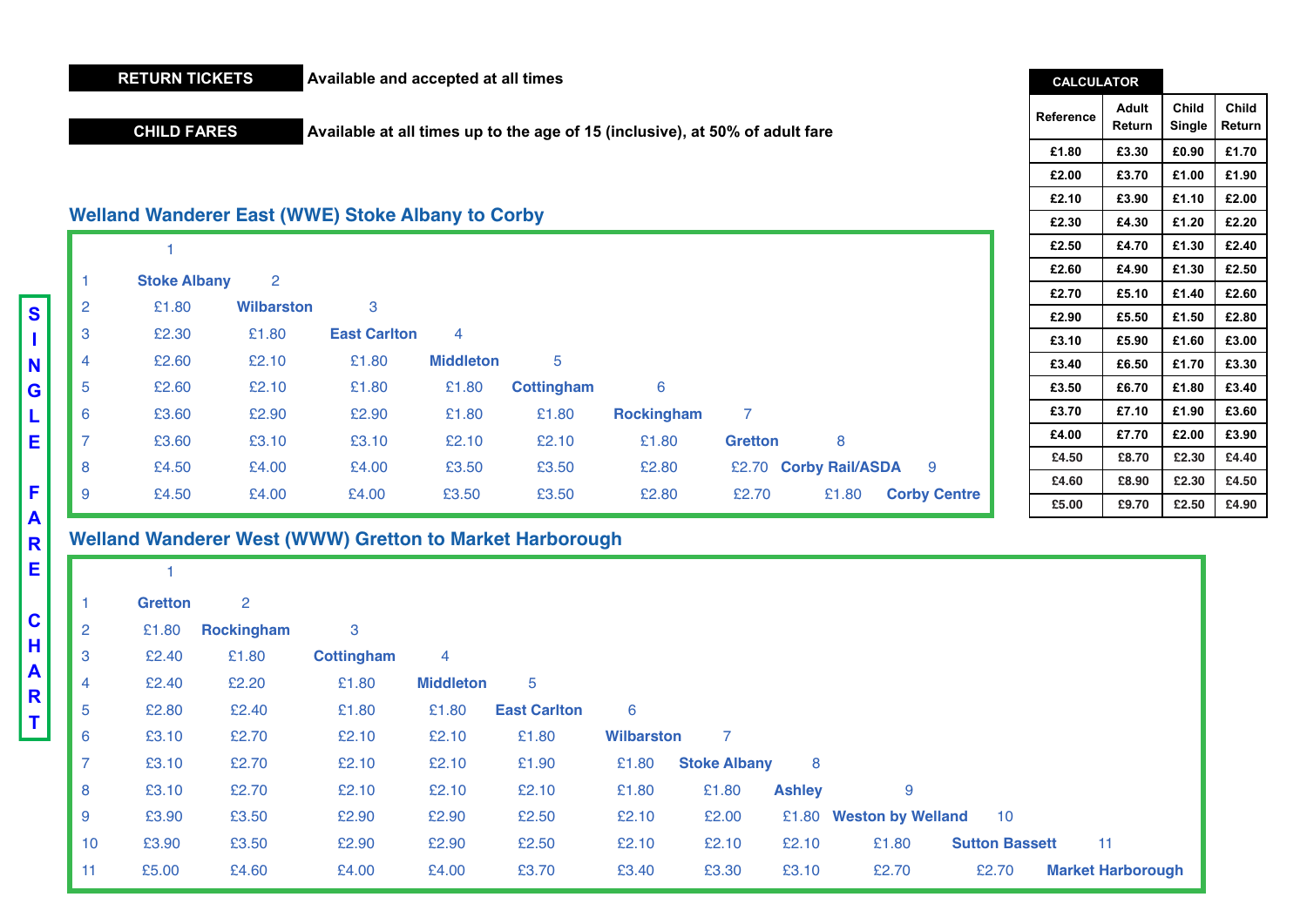| | |
|---|---|
| **RETURN TICKETS** | **Available and accepted at all times** |
| **CHILD FARES** | **Available at all times up to the age of 15 (inclusive), at 50% of adult fare** |

**SINGLE FARE CHART**

## Welland Wanderer East (WWE) Stoke Albany to Corby

| | 1 | 2 | 3 | 4 | 5 | 6 | 7 | 8 | 9 |
|---|---|---|---|---|---|---|---|---|---|
| 1 | **Stoke Albany** | | | | | | | | |
| 2 | £1.80 | **Wilbarston** | | | | | | | |
| 3 | £2.30 | £1.80 | **East Carlton** | | | | | | |
| 4 | £2.60 | £2.10 | £1.80 | **Middleton** | | | | | |
| 5 | £2.60 | £2.10 | £1.80 | £1.80 | **Cottingham** | | | | |
| 6 | £3.60 | £2.90 | £2.90 | £1.80 | £1.80 | **Rockingham** | | | |
| 7 | £3.60 | £3.10 | £3.10 | £2.10 | £2.10 | £1.80 | **Gretton** | | |
| 8 | £4.50 | £4.00 | £4.00 | £3.50 | £3.50 | £2.80 | £2.70 | **Corby Rail/ASDA** | |
| 9 | £4.50 | £4.00 | £4.00 | £3.50 | £3.50 | £2.80 | £2.70 | £1.80 | **Corby Centre** |

## Welland Wanderer West (WWW) Gretton to Market Harborough

| | 1 | 2 | 3 | 4 | 5 | 6 | 7 | 8 | 9 | 10 | 11 |
|---|---|---|---|---|---|---|---|---|---|---|---|
| 1 | **Gretton** | | | | | | | | | | |
| 2 | £1.80 | **Rockingham** | | | | | | | | | |
| 3 | £2.40 | £1.80 | **Cottingham** | | | | | | | | |
| 4 | £2.40 | £2.20 | £1.80 | **Middleton** | | | | | | | |
| 5 | £2.80 | £2.40 | £1.80 | £1.80 | **East Carlton** | | | | | | |
| 6 | £3.10 | £2.70 | £2.10 | £2.10 | £1.80 | **Wilbarston** | | | | | |
| 7 | £3.10 | £2.70 | £2.10 | £2.10 | £1.90 | £1.80 | **Stoke Albany** | | | | |
| 8 | £3.10 | £2.70 | £2.10 | £2.10 | £2.10 | £1.80 | £1.80 | **Ashley** | | | |
| 9 | £3.90 | £3.50 | £2.90 | £2.90 | £2.50 | £2.10 | £2.00 | £1.80 | **Weston by Welland** | | |
| 10 | £3.90 | £3.50 | £2.90 | £2.90 | £2.50 | £2.10 | £2.10 | £2.10 | £1.80 | **Sutton Bassett** | |
| 11 | £5.00 | £4.60 | £4.00 | £4.00 | £3.70 | £3.40 | £3.30 | £3.10 | £2.70 | £2.70 | **Market Harborough** |

## CALCULATOR

| Reference | Adult Return | Child Single | Child Return |
|---|---|---|---|
| £1.80 | £3.30 | £0.90 | £1.70 |
| £2.00 | £3.70 | £1.00 | £1.90 |
| £2.10 | £3.90 | £1.10 | £2.00 |
| £2.30 | £4.30 | £1.20 | £2.20 |
| £2.50 | £4.70 | £1.30 | £2.40 |
| £2.60 | £4.90 | £1.30 | £2.50 |
| £2.70 | £5.10 | £1.40 | £2.60 |
| £2.90 | £5.50 | £1.50 | £2.80 |
| £3.10 | £5.90 | £1.60 | £3.00 |
| £3.40 | £6.50 | £1.70 | £3.30 |
| £3.50 | £6.70 | £1.80 | £3.40 |
| £3.70 | £7.10 | £1.90 | £3.60 |
| £4.00 | £7.70 | £2.00 | £3.90 |
| £4.50 | £8.70 | £2.30 | £4.40 |
| £4.60 | £8.90 | £2.30 | £4.50 |
| £5.00 | £9.70 | £2.50 | £4.90 |